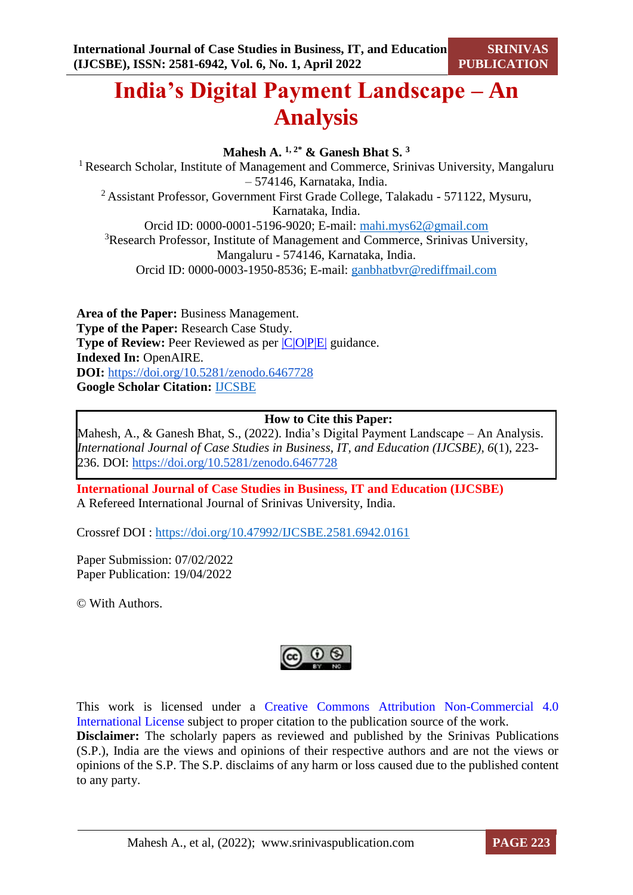# India's Digital Payment Landscape – An Analysis

**Mahesh A.** [1, 2*] **& Ganesh Bhat S.** [3]

[1] Research Scholar, Institute of Management and Commerce, Srinivas University, Mangaluru – 574146, Karnataka, India.

[2] Assistant Professor, Government First Grade College, Talakadu - 571122, Mysuru, Karnataka, India.

Orcid ID: 0000-0001-5196-9020; E-mail: mahi.mys62@gmail.com

[3] Research Professor, Institute of Management and Commerce, Srinivas University, Mangaluru - 574146, Karnataka, India.

Orcid ID: 0000-0003-1950-8536; E-mail: ganbhatbvr@rediffmail.com

**Area of the Paper:** Business Management.
**Type of the Paper:** Research Case Study.
**Type of Review:** Peer Reviewed as per |C|O|P|E| guidance.
**Indexed In:** OpenAIRE.
**DOI:** https://doi.org/10.5281/zenodo.6467728
**Google Scholar Citation:** IJCSBE

**How to Cite this Paper:**
Mahesh, A., & Ganesh Bhat, S., (2022). India's Digital Payment Landscape – An Analysis. *International Journal of Case Studies in Business, IT, and Education (IJCSBE), 6*(1), 223-236. DOI: https://doi.org/10.5281/zenodo.6467728

**International Journal of Case Studies in Business, IT and Education (IJCSBE)**
A Refereed International Journal of Srinivas University, India.

Crossref DOI : https://doi.org/10.47992/IJCSBE.2581.6942.0161

Paper Submission: 07/02/2022
Paper Publication: 19/04/2022

© With Authors.

This work is licensed under a Creative Commons Attribution Non-Commercial 4.0 International License subject to proper citation to the publication source of the work.
**Disclaimer:** The scholarly papers as reviewed and published by the Srinivas Publications (S.P.), India are the views and opinions of their respective authors and are not the views or opinions of the S.P. The S.P. disclaims of any harm or loss caused due to the published content to any party.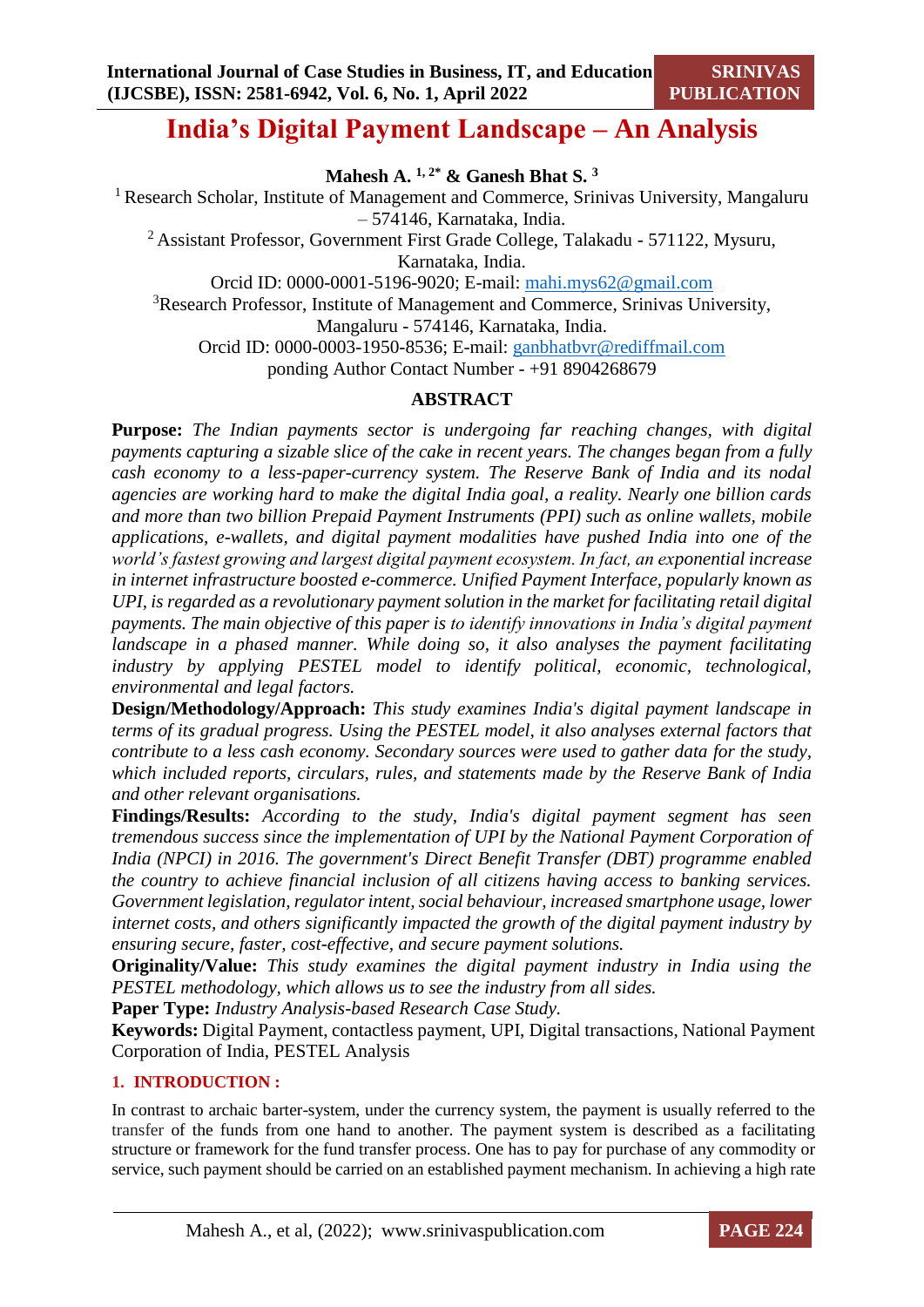# India's Digital Payment Landscape – An Analysis

**Mahesh A. [1, 2*] & Ganesh Bhat S. [3]**

[1] Research Scholar, Institute of Management and Commerce, Srinivas University, Mangaluru – 574146, Karnataka, India.

[2] Assistant Professor, Government First Grade College, Talakadu - 571122, Mysuru, Karnataka, India.

Orcid ID: 0000-0001-5196-9020; E-mail: mahi.mys62@gmail.com

[3] Research Professor, Institute of Management and Commerce, Srinivas University, Mangaluru - 574146, Karnataka, India.

Orcid ID: 0000-0003-1950-8536; E-mail: ganbhatbvr@rediffmail.com

ponding Author Contact Number - +91 8904268679

## ABSTRACT

**Purpose:** *The Indian payments sector is undergoing far reaching changes, with digital payments capturing a sizable slice of the cake in recent years. The changes began from a fully cash economy to a less-paper-currency system. The Reserve Bank of India and its nodal agencies are working hard to make the digital India goal, a reality. Nearly one billion cards and more than two billion Prepaid Payment Instruments (PPI) such as online wallets, mobile applications, e-wallets, and digital payment modalities have pushed India into one of the world's fastest growing and largest digital payment ecosystem. In fact, an exponential increase in internet infrastructure boosted e-commerce. Unified Payment Interface, popularly known as UPI, is regarded as a revolutionary payment solution in the market for facilitating retail digital payments. The main objective of this paper is to identify innovations in India's digital payment landscape in a phased manner. While doing so, it also analyses the payment facilitating industry by applying PESTEL model to identify political, economic, technological, environmental and legal factors.*

**Design/Methodology/Approach:** *This study examines India's digital payment landscape in terms of its gradual progress. Using the PESTEL model, it also analyses external factors that contribute to a less cash economy. Secondary sources were used to gather data for the study, which included reports, circulars, rules, and statements made by the Reserve Bank of India and other relevant organisations.*

**Findings/Results:** *According to the study, India's digital payment segment has seen tremendous success since the implementation of UPI by the National Payment Corporation of India (NPCI) in 2016. The government's Direct Benefit Transfer (DBT) programme enabled the country to achieve financial inclusion of all citizens having access to banking services. Government legislation, regulator intent, social behaviour, increased smartphone usage, lower internet costs, and others significantly impacted the growth of the digital payment industry by ensuring secure, faster, cost-effective, and secure payment solutions.*

**Originality/Value:** *This study examines the digital payment industry in India using the PESTEL methodology, which allows us to see the industry from all sides.*

**Paper Type:** *Industry Analysis-based Research Case Study.*

**Keywords:** Digital Payment, contactless payment, UPI, Digital transactions, National Payment Corporation of India, PESTEL Analysis

## 1. INTRODUCTION :

In contrast to archaic barter-system, under the currency system, the payment is usually referred to the transfer of the funds from one hand to another. The payment system is described as a facilitating structure or framework for the fund transfer process. One has to pay for purchase of any commodity or service, such payment should be carried on an established payment mechanism. In achieving a high rate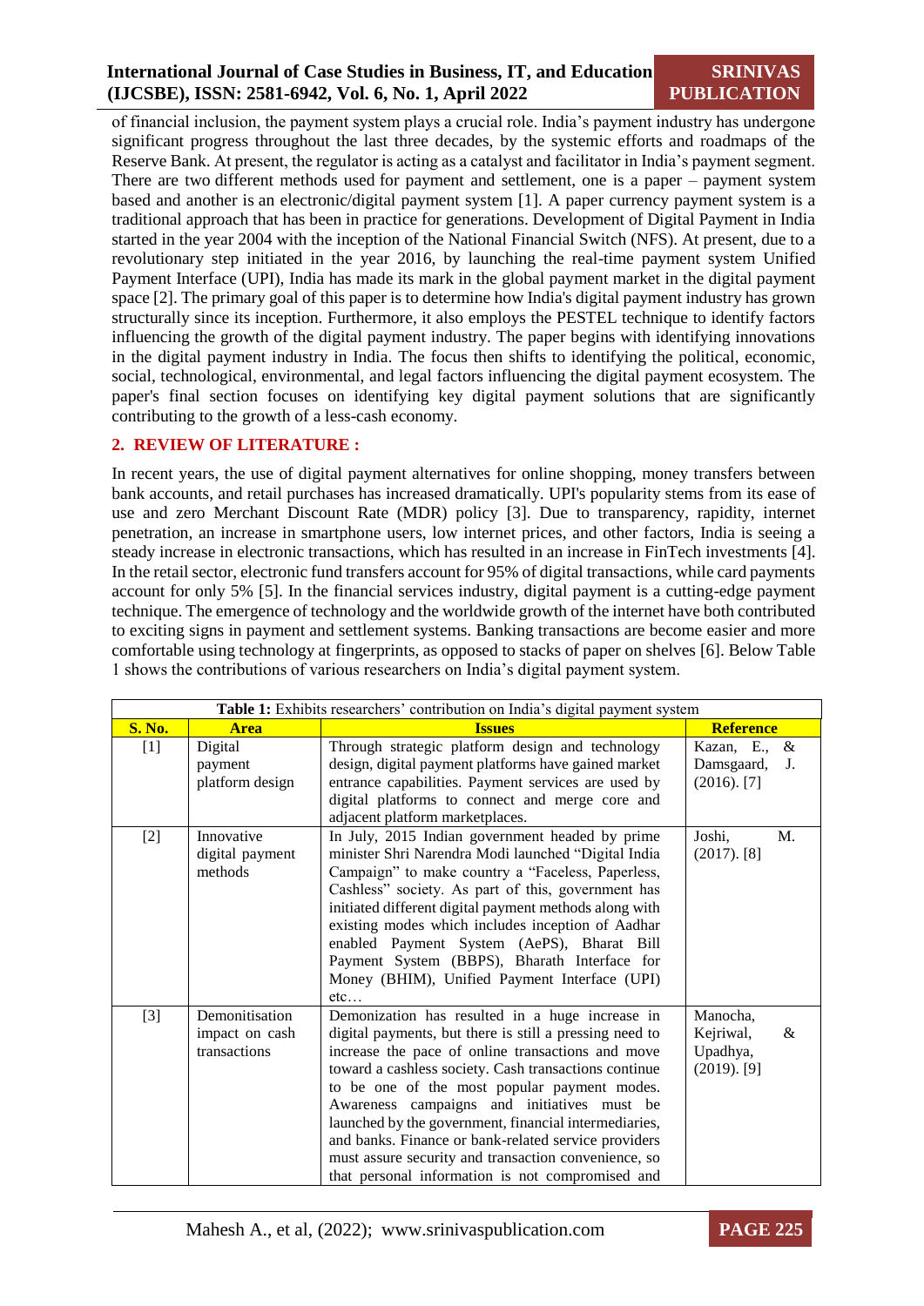of financial inclusion, the payment system plays a crucial role. India's payment industry has undergone significant progress throughout the last three decades, by the systemic efforts and roadmaps of the Reserve Bank. At present, the regulator is acting as a catalyst and facilitator in India's payment segment. There are two different methods used for payment and settlement, one is a paper – payment system based and another is an electronic/digital payment system [1]. A paper currency payment system is a traditional approach that has been in practice for generations. Development of Digital Payment in India started in the year 2004 with the inception of the National Financial Switch (NFS). At present, due to a revolutionary step initiated in the year 2016, by launching the real-time payment system Unified Payment Interface (UPI), India has made its mark in the global payment market in the digital payment space [2]. The primary goal of this paper is to determine how India's digital payment industry has grown structurally since its inception. Furthermore, it also employs the PESTEL technique to identify factors influencing the growth of the digital payment industry. The paper begins with identifying innovations in the digital payment industry in India. The focus then shifts to identifying the political, economic, social, technological, environmental, and legal factors influencing the digital payment ecosystem. The paper's final section focuses on identifying key digital payment solutions that are significantly contributing to the growth of a less-cash economy.

## 2. REVIEW OF LITERATURE :

In recent years, the use of digital payment alternatives for online shopping, money transfers between bank accounts, and retail purchases has increased dramatically. UPI's popularity stems from its ease of use and zero Merchant Discount Rate (MDR) policy [3]. Due to transparency, rapidity, internet penetration, an increase in smartphone users, low internet prices, and other factors, India is seeing a steady increase in electronic transactions, which has resulted in an increase in FinTech investments [4]. In the retail sector, electronic fund transfers account for 95% of digital transactions, while card payments account for only 5% [5]. In the financial services industry, digital payment is a cutting-edge payment technique. The emergence of technology and the worldwide growth of the internet have both contributed to exciting signs in payment and settlement systems. Banking transactions are become easier and more comfortable using technology at fingerprints, as opposed to stacks of paper on shelves [6]. Below Table 1 shows the contributions of various researchers on India's digital payment system.

**Table 1:** Exhibits researchers' contribution on India's digital payment system

| S. No. | Area | Issues | Reference |
|---|---|---|---|
| [1] | Digital payment platform design | Through strategic platform design and technology design, digital payment platforms have gained market entrance capabilities. Payment services are used by digital platforms to connect and merge core and adjacent platform marketplaces. | Kazan, E., & Damsgaard, J. (2016). [7] |
| [2] | Innovative digital payment methods | In July, 2015 Indian government headed by prime minister Shri Narendra Modi launched "Digital India Campaign" to make country a "Faceless, Paperless, Cashless" society. As part of this, government has initiated different digital payment methods along with existing modes which includes inception of Aadhar enabled Payment System (AePS), Bharat Bill Payment System (BBPS), Bharath Interface for Money (BHIM), Unified Payment Interface (UPI) etc… | Joshi, M. (2017). [8] |
| [3] | Demonitisation impact on cash transactions | Demonization has resulted in a huge increase in digital payments, but there is still a pressing need to increase the pace of online transactions and move toward a cashless society. Cash transactions continue to be one of the most popular payment modes. Awareness campaigns and initiatives must be launched by the government, financial intermediaries, and banks. Finance or bank-related service providers must assure security and transaction convenience, so that personal information is not compromised and | Manocha, Kejriwal, & Upadhya, (2019). [9] |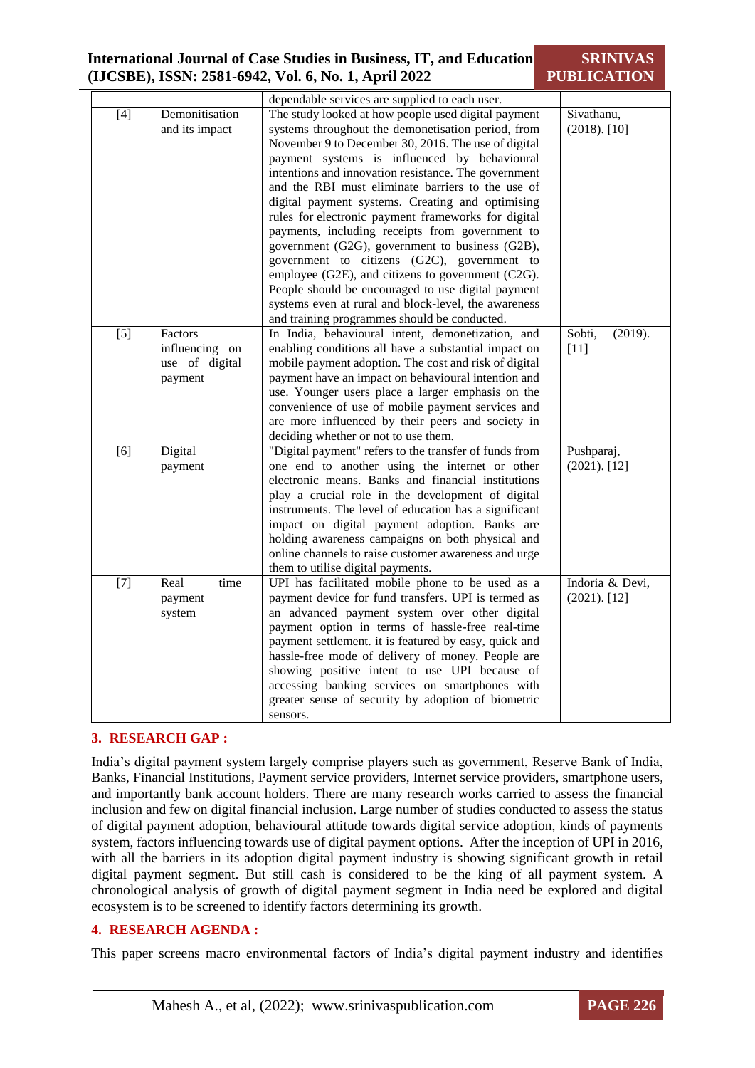| | | | |
|---|---|---|---|
| | | dependable services are supplied to each user. | |
| [4] | Demonitisation and its impact | The study looked at how people used digital payment systems throughout the demonetisation period, from November 9 to December 30, 2016. The use of digital payment systems is influenced by behavioural intentions and innovation resistance. The government and the RBI must eliminate barriers to the use of digital payment systems. Creating and optimising rules for electronic payment frameworks for digital payments, including receipts from government to government (G2G), government to business (G2B), government to citizens (G2C), government to employee (G2E), and citizens to government (C2G). People should be encouraged to use digital payment systems even at rural and block-level, the awareness and training programmes should be conducted. | Sivathanu, (2018). [10] |
| [5] | Factors influencing on use of digital payment | In India, behavioural intent, demonetization, and enabling conditions all have a substantial impact on mobile payment adoption. The cost and risk of digital payment have an impact on behavioural intention and use. Younger users place a larger emphasis on the convenience of use of mobile payment services and are more influenced by their peers and society in deciding whether or not to use them. | Sobti, (2019). [11] |
| [6] | Digital payment | "Digital payment" refers to the transfer of funds from one end to another using the internet or other electronic means. Banks and financial institutions play a crucial role in the development of digital instruments. The level of education has a significant impact on digital payment adoption. Banks are holding awareness campaigns on both physical and online channels to raise customer awareness and urge them to utilise digital payments. | Pushparaj, (2021). [12] |
| [7] | Real time payment system | UPI has facilitated mobile phone to be used as a payment device for fund transfers. UPI is termed as an advanced payment system over other digital payment option in terms of hassle-free real-time payment settlement. it is featured by easy, quick and hassle-free mode of delivery of money. People are showing positive intent to use UPI because of accessing banking services on smartphones with greater sense of security by adoption of biometric sensors. | Indoria & Devi, (2021). [12] |

## 3. RESEARCH GAP :

India's digital payment system largely comprise players such as government, Reserve Bank of India, Banks, Financial Institutions, Payment service providers, Internet service providers, smartphone users, and importantly bank account holders. There are many research works carried to assess the financial inclusion and few on digital financial inclusion. Large number of studies conducted to assess the status of digital payment adoption, behavioural attitude towards digital service adoption, kinds of payments system, factors influencing towards use of digital payment options. After the inception of UPI in 2016, with all the barriers in its adoption digital payment industry is showing significant growth in retail digital payment segment. But still cash is considered to be the king of all payment system. A chronological analysis of growth of digital payment segment in India need be explored and digital ecosystem is to be screened to identify factors determining its growth.

## 4. RESEARCH AGENDA :

This paper screens macro environmental factors of India's digital payment industry and identifies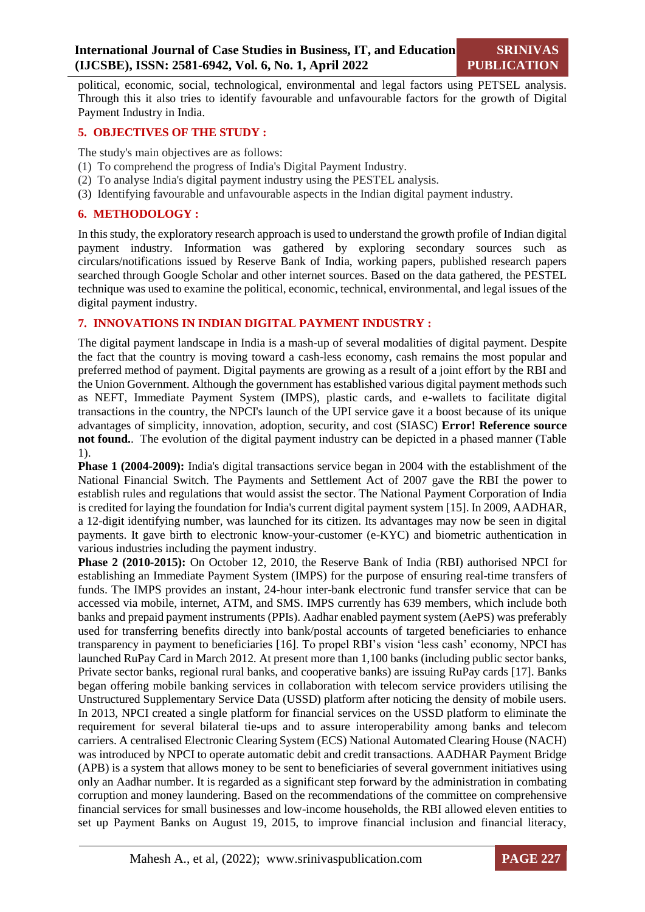political, economic, social, technological, environmental and legal factors using PETSEL analysis. Through this it also tries to identify favourable and unfavourable factors for the growth of Digital Payment Industry in India.

## 5. OBJECTIVES OF THE STUDY :

The study's main objectives are as follows:

(1) To comprehend the progress of India's Digital Payment Industry.
(2) To analyse India's digital payment industry using the PESTEL analysis.
(3) Identifying favourable and unfavourable aspects in the Indian digital payment industry.

## 6. METHODOLOGY :

In this study, the exploratory research approach is used to understand the growth profile of Indian digital payment industry. Information was gathered by exploring secondary sources such as circulars/notifications issued by Reserve Bank of India, working papers, published research papers searched through Google Scholar and other internet sources. Based on the data gathered, the PESTEL technique was used to examine the political, economic, technical, environmental, and legal issues of the digital payment industry.

## 7. INNOVATIONS IN INDIAN DIGITAL PAYMENT INDUSTRY :

The digital payment landscape in India is a mash-up of several modalities of digital payment. Despite the fact that the country is moving toward a cash-less economy, cash remains the most popular and preferred method of payment. Digital payments are growing as a result of a joint effort by the RBI and the Union Government. Although the government has established various digital payment methods such as NEFT, Immediate Payment System (IMPS), plastic cards, and e-wallets to facilitate digital transactions in the country, the NPCI's launch of the UPI service gave it a boost because of its unique advantages of simplicity, innovation, adoption, security, and cost (SIASC) **Error! Reference source not found.**. The evolution of the digital payment industry can be depicted in a phased manner (Table 1).

**Phase 1 (2004-2009):** India's digital transactions service began in 2004 with the establishment of the National Financial Switch. The Payments and Settlement Act of 2007 gave the RBI the power to establish rules and regulations that would assist the sector. The National Payment Corporation of India is credited for laying the foundation for India's current digital payment system [15]. In 2009, AADHAR, a 12-digit identifying number, was launched for its citizen. Its advantages may now be seen in digital payments. It gave birth to electronic know-your-customer (e-KYC) and biometric authentication in various industries including the payment industry.

**Phase 2 (2010-2015):** On October 12, 2010, the Reserve Bank of India (RBI) authorised NPCI for establishing an Immediate Payment System (IMPS) for the purpose of ensuring real-time transfers of funds. The IMPS provides an instant, 24-hour inter-bank electronic fund transfer service that can be accessed via mobile, internet, ATM, and SMS. IMPS currently has 639 members, which include both banks and prepaid payment instruments (PPIs). Aadhar enabled payment system (AePS) was preferably used for transferring benefits directly into bank/postal accounts of targeted beneficiaries to enhance transparency in payment to beneficiaries [16]. To propel RBI's vision 'less cash' economy, NPCI has launched RuPay Card in March 2012. At present more than 1,100 banks (including public sector banks, Private sector banks, regional rural banks, and cooperative banks) are issuing RuPay cards [17]. Banks began offering mobile banking services in collaboration with telecom service providers utilising the Unstructured Supplementary Service Data (USSD) platform after noticing the density of mobile users. In 2013, NPCI created a single platform for financial services on the USSD platform to eliminate the requirement for several bilateral tie-ups and to assure interoperability among banks and telecom carriers. A centralised Electronic Clearing System (ECS) National Automated Clearing House (NACH) was introduced by NPCI to operate automatic debit and credit transactions. AADHAR Payment Bridge (APB) is a system that allows money to be sent to beneficiaries of several government initiatives using only an Aadhar number. It is regarded as a significant step forward by the administration in combating corruption and money laundering. Based on the recommendations of the committee on comprehensive financial services for small businesses and low-income households, the RBI allowed eleven entities to set up Payment Banks on August 19, 2015, to improve financial inclusion and financial literacy,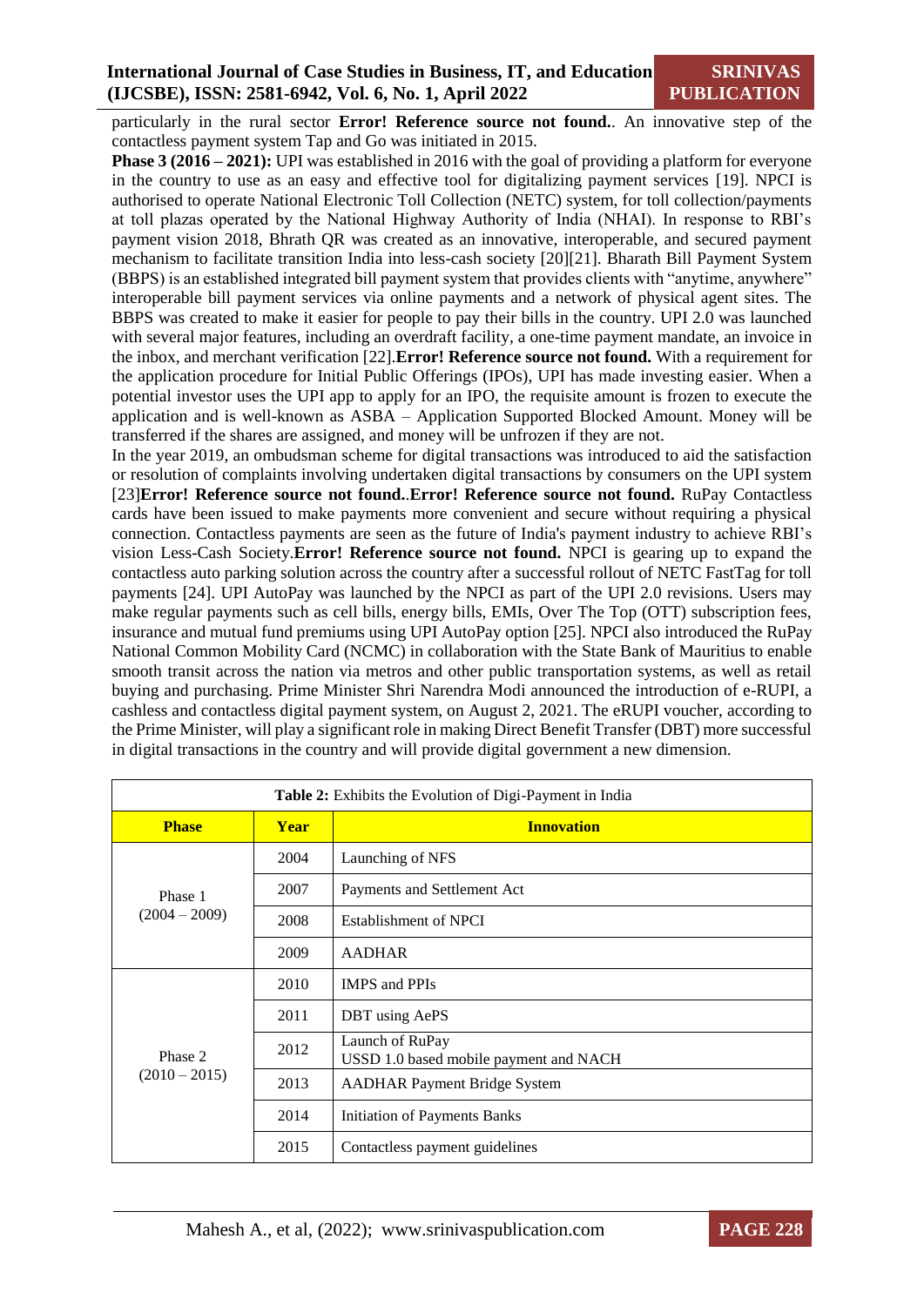particularly in the rural sector **Error! Reference source not found.**. An innovative step of the contactless payment system Tap and Go was initiated in 2015.

**Phase 3 (2016 – 2021):** UPI was established in 2016 with the goal of providing a platform for everyone in the country to use as an easy and effective tool for digitalizing payment services [19]. NPCI is authorised to operate National Electronic Toll Collection (NETC) system, for toll collection/payments at toll plazas operated by the National Highway Authority of India (NHAI). In response to RBI's payment vision 2018, Bhrath QR was created as an innovative, interoperable, and secured payment mechanism to facilitate transition India into less-cash society [20][21]. Bharath Bill Payment System (BBPS) is an established integrated bill payment system that provides clients with "anytime, anywhere" interoperable bill payment services via online payments and a network of physical agent sites. The BBPS was created to make it easier for people to pay their bills in the country. UPI 2.0 was launched with several major features, including an overdraft facility, a one-time payment mandate, an invoice in the inbox, and merchant verification [22].**Error! Reference source not found.** With a requirement for the application procedure for Initial Public Offerings (IPOs), UPI has made investing easier. When a potential investor uses the UPI app to apply for an IPO, the requisite amount is frozen to execute the application and is well-known as ASBA – Application Supported Blocked Amount. Money will be transferred if the shares are assigned, and money will be unfrozen if they are not.

In the year 2019, an ombudsman scheme for digital transactions was introduced to aid the satisfaction or resolution of complaints involving undertaken digital transactions by consumers on the UPI system [23]**Error! Reference source not found.**.**Error! Reference source not found.** RuPay Contactless cards have been issued to make payments more convenient and secure without requiring a physical connection. Contactless payments are seen as the future of India's payment industry to achieve RBI's vision Less-Cash Society.**Error! Reference source not found.** NPCI is gearing up to expand the contactless auto parking solution across the country after a successful rollout of NETC FastTag for toll payments [24]. UPI AutoPay was launched by the NPCI as part of the UPI 2.0 revisions. Users may make regular payments such as cell bills, energy bills, EMIs, Over The Top (OTT) subscription fees, insurance and mutual fund premiums using UPI AutoPay option [25]. NPCI also introduced the RuPay National Common Mobility Card (NCMC) in collaboration with the State Bank of Mauritius to enable smooth transit across the nation via metros and other public transportation systems, as well as retail buying and purchasing. Prime Minister Shri Narendra Modi announced the introduction of e-RUPI, a cashless and contactless digital payment system, on August 2, 2021. The eRUPI voucher, according to the Prime Minister, will play a significant role in making Direct Benefit Transfer (DBT) more successful in digital transactions in the country and will provide digital government a new dimension.

**Table 2:** Exhibits the Evolution of Digi-Payment in India

| Phase | Year | Innovation |
|---|---|---|
| Phase 1 (2004 – 2009) | 2004 | Launching of NFS |
| | 2007 | Payments and Settlement Act |
| | 2008 | Establishment of NPCI |
| | 2009 | AADHAR |
| Phase 2 (2010 – 2015) | 2010 | IMPS and PPIs |
| | 2011 | DBT using AePS |
| | 2012 | Launch of RuPay<br>USSD 1.0 based mobile payment and NACH |
| | 2013 | AADHAR Payment Bridge System |
| | 2014 | Initiation of Payments Banks |
| | 2015 | Contactless payment guidelines |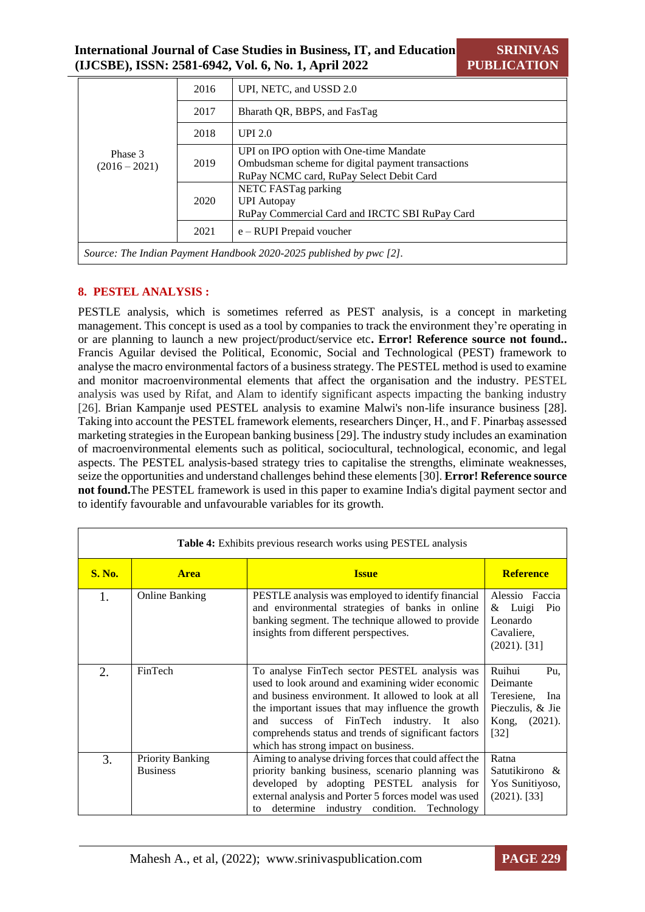| | | |
|---|---|---|
| Phase 3 (2016 – 2021) | 2016 | UPI, NETC, and USSD 2.0 |
| | 2017 | Bharath QR, BBPS, and FasTag |
| | 2018 | UPI 2.0 |
| | 2019 | UPI on IPO option with One-time Mandate<br>Ombudsman scheme for digital payment transactions<br>RuPay NCMC card, RuPay Select Debit Card |
| | 2020 | NETC FASTag parking<br>UPI Autopay<br>RuPay Commercial Card and IRCTC SBI RuPay Card |
| | 2021 | e – RUPI Prepaid voucher |

*Source: The Indian Payment Handbook 2020-2025 published by pwc [2].*

## 8. PESTEL ANALYSIS :

PESTLE analysis, which is sometimes referred as PEST analysis, is a concept in marketing management. This concept is used as a tool by companies to track the environment they're operating in or are planning to launch a new project/product/service etc**. Error! Reference source not found..** Francis Aguilar devised the Political, Economic, Social and Technological (PEST) framework to analyse the macro environmental factors of a business strategy. The PESTEL method is used to examine and monitor macroenvironmental elements that affect the organisation and the industry. PESTEL analysis was used by Rifat, and Alam to identify significant aspects impacting the banking industry [26]. Brian Kampanje used PESTEL analysis to examine Malwi's non-life insurance business [28]. Taking into account the PESTEL framework elements, researchers Dinçer, H., and F. Pinarbaş assessed marketing strategies in the European banking business [29]. The industry study includes an examination of macroenvironmental elements such as political, sociocultural, technological, economic, and legal aspects. The PESTEL analysis-based strategy tries to capitalise the strengths, eliminate weaknesses, seize the opportunities and understand challenges behind these elements [30]. **Error! Reference source not found.**The PESTEL framework is used in this paper to examine India's digital payment sector and to identify favourable and unfavourable variables for its growth.

**Table 4:** Exhibits previous research works using PESTEL analysis

| S. No. | Area | Issue | Reference |
|---|---|---|---|
| 1. | Online Banking | PESTLE analysis was employed to identify financial and environmental strategies of banks in online banking segment. The technique allowed to provide insights from different perspectives. | Alessio Faccia & Luigi Pio Leonardo Cavaliere, (2021). [31] |
| 2. | FinTech | To analyse FinTech sector PESTEL analysis was used to look around and examining wider economic and business environment. It allowed to look at all the important issues that may influence the growth and success of FinTech industry. It also comprehends status and trends of significant factors which has strong impact on business. | Ruihui Pu, Deimante Teresiene, Ina Pieczulis, & Jie Kong, (2021). [32] |
| 3. | Priority Banking Business | Aiming to analyse driving forces that could affect the priority banking business, scenario planning was developed by adopting PESTEL analysis for external analysis and Porter 5 forces model was used to determine industry condition. Technology | Ratna Satutikirono & Yos Sunitiyoso, (2021). [33] |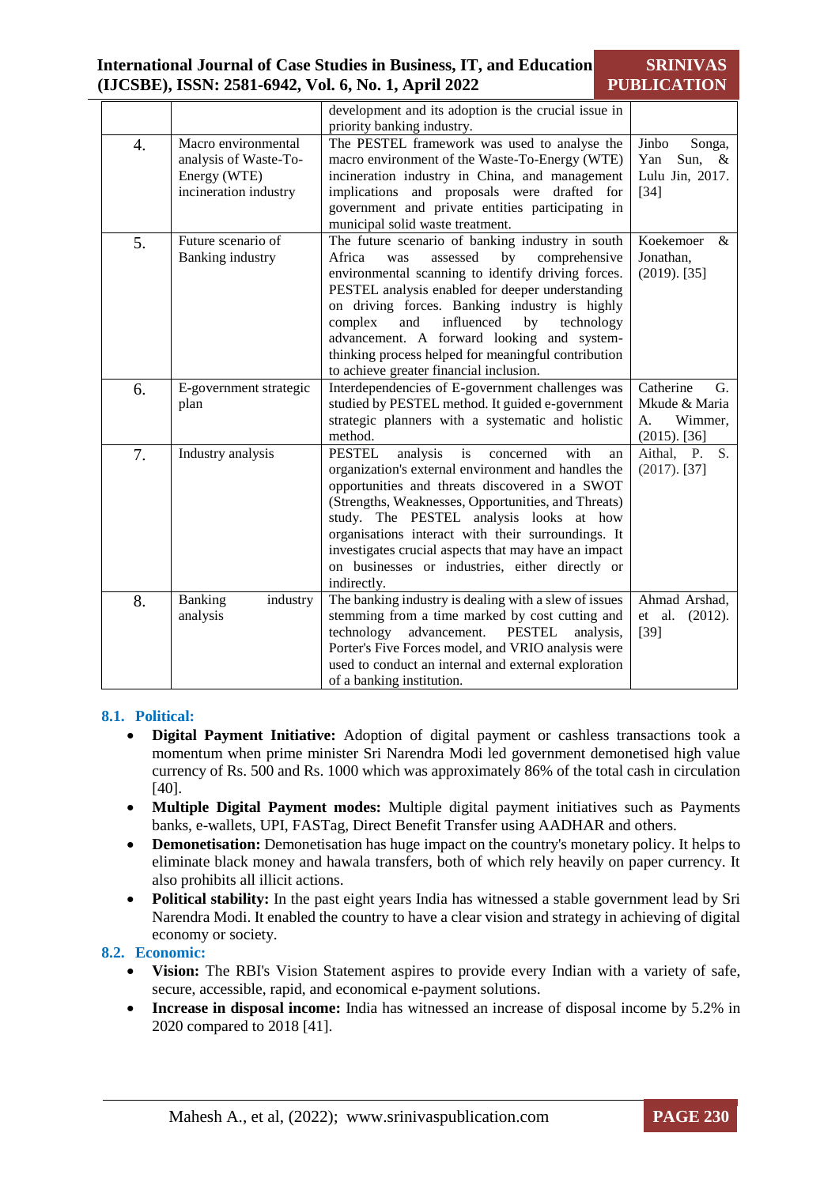|  |  | development and its adoption is the crucial issue in priority banking industry. |  |
|---|---|---|---|
| 4. | Macro environmental analysis of Waste-To-Energy (WTE) incineration industry | The PESTEL framework was used to analyse the macro environment of the Waste-To-Energy (WTE) incineration industry in China, and management implications and proposals were drafted for government and private entities participating in municipal solid waste treatment. | Jinbo Songa, Yan Sun, & Lulu Jin, 2017. [34] |
| 5. | Future scenario of Banking industry | The future scenario of banking industry in south Africa was assessed by comprehensive environmental scanning to identify driving forces. PESTEL analysis enabled for deeper understanding on driving forces. Banking industry is highly complex and influenced by technology advancement. A forward looking and system-thinking process helped for meaningful contribution to achieve greater financial inclusion. | Koekemoer & Jonathan, (2019). [35] |
| 6. | E-government strategic plan | Interdependencies of E-government challenges was studied by PESTEL method. It guided e-government strategic planners with a systematic and holistic method. | Catherine G. Mkude & Maria A. Wimmer, (2015). [36] |
| 7. | Industry analysis | PESTEL analysis is concerned with an organization's external environment and handles the opportunities and threats discovered in a SWOT (Strengths, Weaknesses, Opportunities, and Threats) study. The PESTEL analysis looks at how organisations interact with their surroundings. It investigates crucial aspects that may have an impact on businesses or industries, either directly or indirectly. | Aithal, P. S. (2017). [37] |
| 8. | Banking industry analysis | The banking industry is dealing with a slew of issues stemming from a time marked by cost cutting and technology advancement. PESTEL analysis, Porter's Five Forces model, and VRIO analysis were used to conduct an internal and external exploration of a banking institution. | Ahmad Arshad, et al. (2012). [39] |

### 8.1. Political:

- **Digital Payment Initiative:** Adoption of digital payment or cashless transactions took a momentum when prime minister Sri Narendra Modi led government demonetised high value currency of Rs. 500 and Rs. 1000 which was approximately 86% of the total cash in circulation [40].
- **Multiple Digital Payment modes:** Multiple digital payment initiatives such as Payments banks, e-wallets, UPI, FASTag, Direct Benefit Transfer using AADHAR and others.
- **Demonetisation:** Demonetisation has huge impact on the country's monetary policy. It helps to eliminate black money and hawala transfers, both of which rely heavily on paper currency. It also prohibits all illicit actions.
- **Political stability:** In the past eight years India has witnessed a stable government lead by Sri Narendra Modi. It enabled the country to have a clear vision and strategy in achieving of digital economy or society.

### 8.2. Economic:

- **Vision:** The RBI's Vision Statement aspires to provide every Indian with a variety of safe, secure, accessible, rapid, and economical e-payment solutions.
- **Increase in disposal income:** India has witnessed an increase of disposal income by 5.2% in 2020 compared to 2018 [41].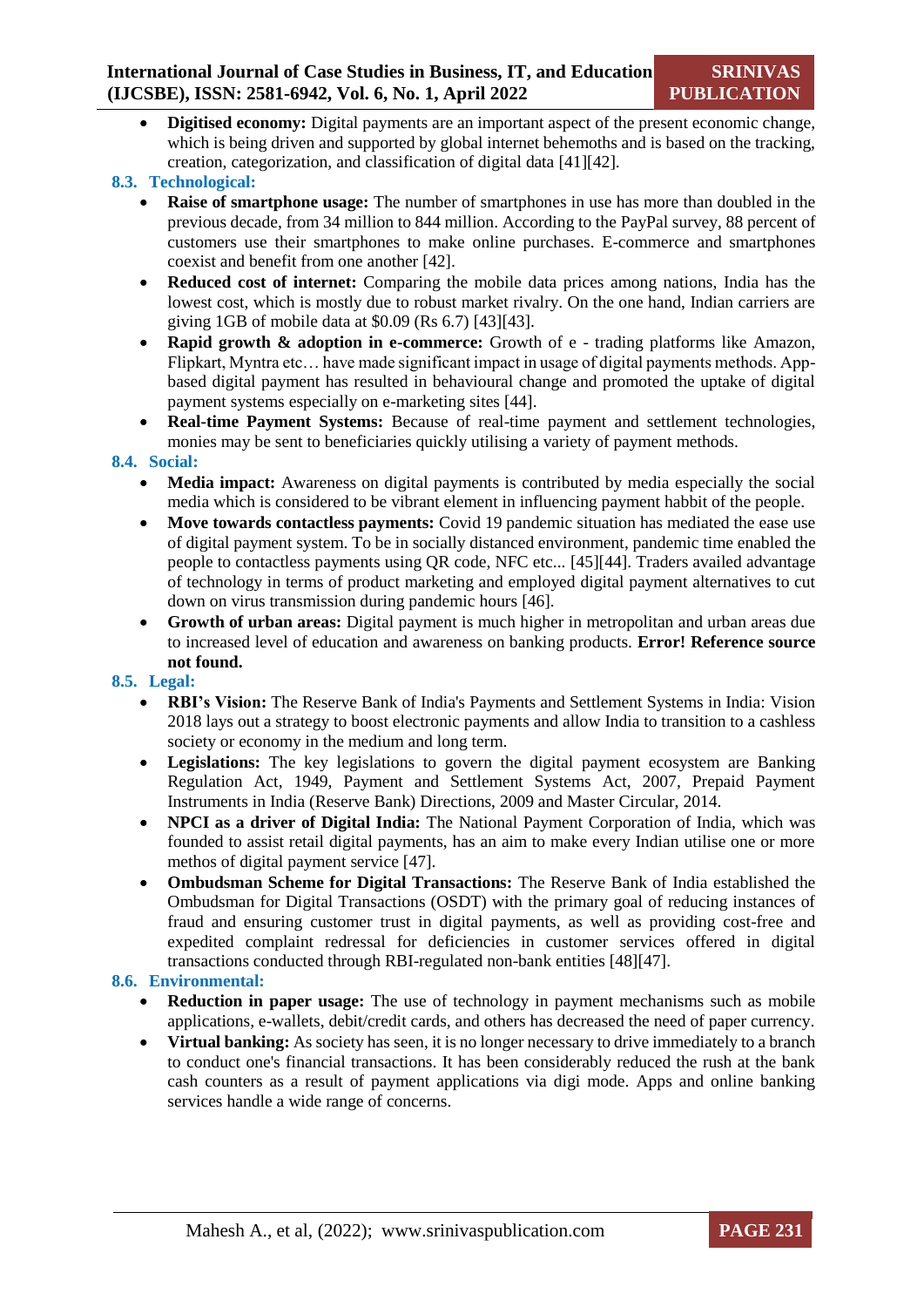- **Digitised economy:** Digital payments are an important aspect of the present economic change, which is being driven and supported by global internet behemoths and is based on the tracking, creation, categorization, and classification of digital data [41][42].

### 8.3. Technological:

- **Raise of smartphone usage:** The number of smartphones in use has more than doubled in the previous decade, from 34 million to 844 million. According to the PayPal survey, 88 percent of customers use their smartphones to make online purchases. E-commerce and smartphones coexist and benefit from one another [42].
- **Reduced cost of internet:** Comparing the mobile data prices among nations, India has the lowest cost, which is mostly due to robust market rivalry. On the one hand, Indian carriers are giving 1GB of mobile data at $0.09 (Rs 6.7) [43][43].
- **Rapid growth & adoption in e-commerce:** Growth of e - trading platforms like Amazon, Flipkart, Myntra etc… have made significant impact in usage of digital payments methods. App-based digital payment has resulted in behavioural change and promoted the uptake of digital payment systems especially on e-marketing sites [44].
- **Real-time Payment Systems:** Because of real-time payment and settlement technologies, monies may be sent to beneficiaries quickly utilising a variety of payment methods.

### 8.4. Social:

- **Media impact:** Awareness on digital payments is contributed by media especially the social media which is considered to be vibrant element in influencing payment habit of the people.
- **Move towards contactless payments:** Covid 19 pandemic situation has mediated the ease use of digital payment system. To be in socially distanced environment, pandemic time enabled the people to contactless payments using QR code, NFC etc... [45][44]. Traders availed advantage of technology in terms of product marketing and employed digital payment alternatives to cut down on virus transmission during pandemic hours [46].
- **Growth of urban areas:** Digital payment is much higher in metropolitan and urban areas due to increased level of education and awareness on banking products. **Error! Reference source not found.**

### 8.5. Legal:

- **RBI's Vision:** The Reserve Bank of India's Payments and Settlement Systems in India: Vision 2018 lays out a strategy to boost electronic payments and allow India to transition to a cashless society or economy in the medium and long term.
- **Legislations:** The key legislations to govern the digital payment ecosystem are Banking Regulation Act, 1949, Payment and Settlement Systems Act, 2007, Prepaid Payment Instruments in India (Reserve Bank) Directions, 2009 and Master Circular, 2014.
- **NPCI as a driver of Digital India:** The National Payment Corporation of India, which was founded to assist retail digital payments, has an aim to make every Indian utilise one or more methos of digital payment service [47].
- **Ombudsman Scheme for Digital Transactions:** The Reserve Bank of India established the Ombudsman for Digital Transactions (OSDT) with the primary goal of reducing instances of fraud and ensuring customer trust in digital payments, as well as providing cost-free and expedited complaint redressal for deficiencies in customer services offered in digital transactions conducted through RBI-regulated non-bank entities [48][47].

### 8.6. Environmental:

- **Reduction in paper usage:** The use of technology in payment mechanisms such as mobile applications, e-wallets, debit/credit cards, and others has decreased the need of paper currency.
- **Virtual banking:** As society has seen, it is no longer necessary to drive immediately to a branch to conduct one's financial transactions. It has been considerably reduced the rush at the bank cash counters as a result of payment applications via digi mode. Apps and online banking services handle a wide range of concerns.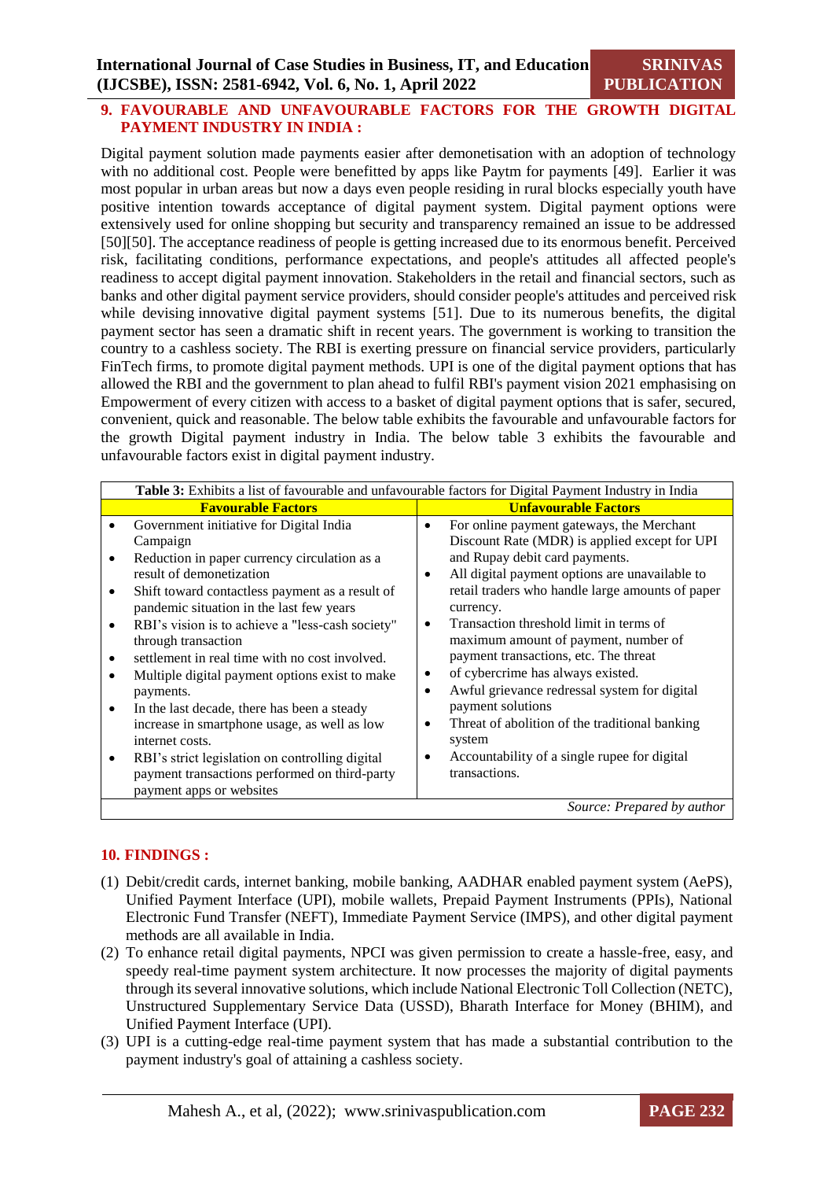## 9. FAVOURABLE AND UNFAVOURABLE FACTORS FOR THE GROWTH DIGITAL PAYMENT INDUSTRY IN INDIA :

Digital payment solution made payments easier after demonetisation with an adoption of technology with no additional cost. People were benefitted by apps like Paytm for payments [49]. Earlier it was most popular in urban areas but now a days even people residing in rural blocks especially youth have positive intention towards acceptance of digital payment system. Digital payment options were extensively used for online shopping but security and transparency remained an issue to be addressed [50][50]. The acceptance readiness of people is getting increased due to its enormous benefit. Perceived risk, facilitating conditions, performance expectations, and people's attitudes all affected people's readiness to accept digital payment innovation. Stakeholders in the retail and financial sectors, such as banks and other digital payment service providers, should consider people's attitudes and perceived risk while devising innovative digital payment systems [51]. Due to its numerous benefits, the digital payment sector has seen a dramatic shift in recent years. The government is working to transition the country to a cashless society. The RBI is exerting pressure on financial service providers, particularly FinTech firms, to promote digital payment methods. UPI is one of the digital payment options that has allowed the RBI and the government to plan ahead to fulfil RBI's payment vision 2021 emphasising on Empowerment of every citizen with access to a basket of digital payment options that is safer, secured, convenient, quick and reasonable. The below table exhibits the favourable and unfavourable factors for the growth Digital payment industry in India. The below table 3 exhibits the favourable and unfavourable factors exist in digital payment industry.

**Table 3:** Exhibits a list of favourable and unfavourable factors for Digital Payment Industry in India

| Favourable Factors | Unfavourable Factors |
|---|---|
| • Government initiative for Digital India Campaign<br>• Reduction in paper currency circulation as a result of demonetization<br>• Shift toward contactless payment as a result of pandemic situation in the last few years<br>• RBI's vision is to achieve a "less-cash society" through transaction<br>• settlement in real time with no cost involved.<br>• Multiple digital payment options exist to make payments.<br>• In the last decade, there has been a steady increase in smartphone usage, as well as low internet costs.<br>• RBI's strict legislation on controlling digital payment transactions performed on third-party payment apps or websites | • For online payment gateways, the Merchant Discount Rate (MDR) is applied except for UPI and Rupay debit card payments.<br>• All digital payment options are unavailable to retail traders who handle large amounts of paper currency.<br>• Transaction threshold limit in terms of maximum amount of payment, number of payment transactions, etc. The threat<br>• of cybercrime has always existed.<br>• Awful grievance redressal system for digital payment solutions<br>• Threat of abolition of the traditional banking system<br>• Accountability of a single rupee for digital transactions. |

*Source: Prepared by author*

## 10. FINDINGS :

(1) Debit/credit cards, internet banking, mobile banking, AADHAR enabled payment system (AePS), Unified Payment Interface (UPI), mobile wallets, Prepaid Payment Instruments (PPIs), National Electronic Fund Transfer (NEFT), Immediate Payment Service (IMPS), and other digital payment methods are all available in India.

(2) To enhance retail digital payments, NPCI was given permission to create a hassle-free, easy, and speedy real-time payment system architecture. It now processes the majority of digital payments through its several innovative solutions, which include National Electronic Toll Collection (NETC), Unstructured Supplementary Service Data (USSD), Bharath Interface for Money (BHIM), and Unified Payment Interface (UPI).

(3) UPI is a cutting-edge real-time payment system that has made a substantial contribution to the payment industry's goal of attaining a cashless society.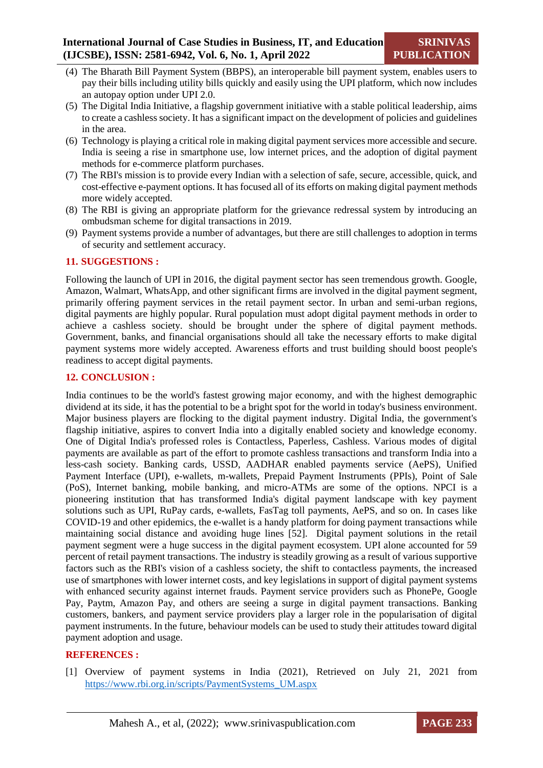(4) The Bharath Bill Payment System (BBPS), an interoperable bill payment system, enables users to pay their bills including utility bills quickly and easily using the UPI platform, which now includes an autopay option under UPI 2.0.
(5) The Digital India Initiative, a flagship government initiative with a stable political leadership, aims to create a cashless society. It has a significant impact on the development of policies and guidelines in the area.
(6) Technology is playing a critical role in making digital payment services more accessible and secure. India is seeing a rise in smartphone use, low internet prices, and the adoption of digital payment methods for e-commerce platform purchases.
(7) The RBI's mission is to provide every Indian with a selection of safe, secure, accessible, quick, and cost-effective e-payment options. It has focused all of its efforts on making digital payment methods more widely accepted.
(8) The RBI is giving an appropriate platform for the grievance redressal system by introducing an ombudsman scheme for digital transactions in 2019.
(9) Payment systems provide a number of advantages, but there are still challenges to adoption in terms of security and settlement accuracy.

## 11. SUGGESTIONS :

Following the launch of UPI in 2016, the digital payment sector has seen tremendous growth. Google, Amazon, Walmart, WhatsApp, and other significant firms are involved in the digital payment segment, primarily offering payment services in the retail payment sector. In urban and semi-urban regions, digital payments are highly popular. Rural population must adopt digital payment methods in order to achieve a cashless society. should be brought under the sphere of digital payment methods. Government, banks, and financial organisations should all take the necessary efforts to make digital payment systems more widely accepted. Awareness efforts and trust building should boost people's readiness to accept digital payments.

## 12. CONCLUSION :

India continues to be the world's fastest growing major economy, and with the highest demographic dividend at its side, it has the potential to be a bright spot for the world in today's business environment. Major business players are flocking to the digital payment industry. Digital India, the government's flagship initiative, aspires to convert India into a digitally enabled society and knowledge economy. One of Digital India's professed roles is Contactless, Paperless, Cashless. Various modes of digital payments are available as part of the effort to promote cashless transactions and transform India into a less-cash society. Banking cards, USSD, AADHAR enabled payments service (AePS), Unified Payment Interface (UPI), e-wallets, m-wallets, Prepaid Payment Instruments (PPIs), Point of Sale (PoS), Internet banking, mobile banking, and micro-ATMs are some of the options. NPCI is a pioneering institution that has transformed India's digital payment landscape with key payment solutions such as UPI, RuPay cards, e-wallets, FasTag toll payments, AePS, and so on. In cases like COVID-19 and other epidemics, the e-wallet is a handy platform for doing payment transactions while maintaining social distance and avoiding huge lines [52]. Digital payment solutions in the retail payment segment were a huge success in the digital payment ecosystem. UPI alone accounted for 59 percent of retail payment transactions. The industry is steadily growing as a result of various supportive factors such as the RBI's vision of a cashless society, the shift to contactless payments, the increased use of smartphones with lower internet costs, and key legislations in support of digital payment systems with enhanced security against internet frauds. Payment service providers such as PhonePe, Google Pay, Paytm, Amazon Pay, and others are seeing a surge in digital payment transactions. Banking customers, bankers, and payment service providers play a larger role in the popularisation of digital payment instruments. In the future, behaviour models can be used to study their attitudes toward digital payment adoption and usage.

## REFERENCES :

[1] Overview of payment systems in India (2021), Retrieved on July 21, 2021 from https://www.rbi.org.in/scripts/PaymentSystems_UM.aspx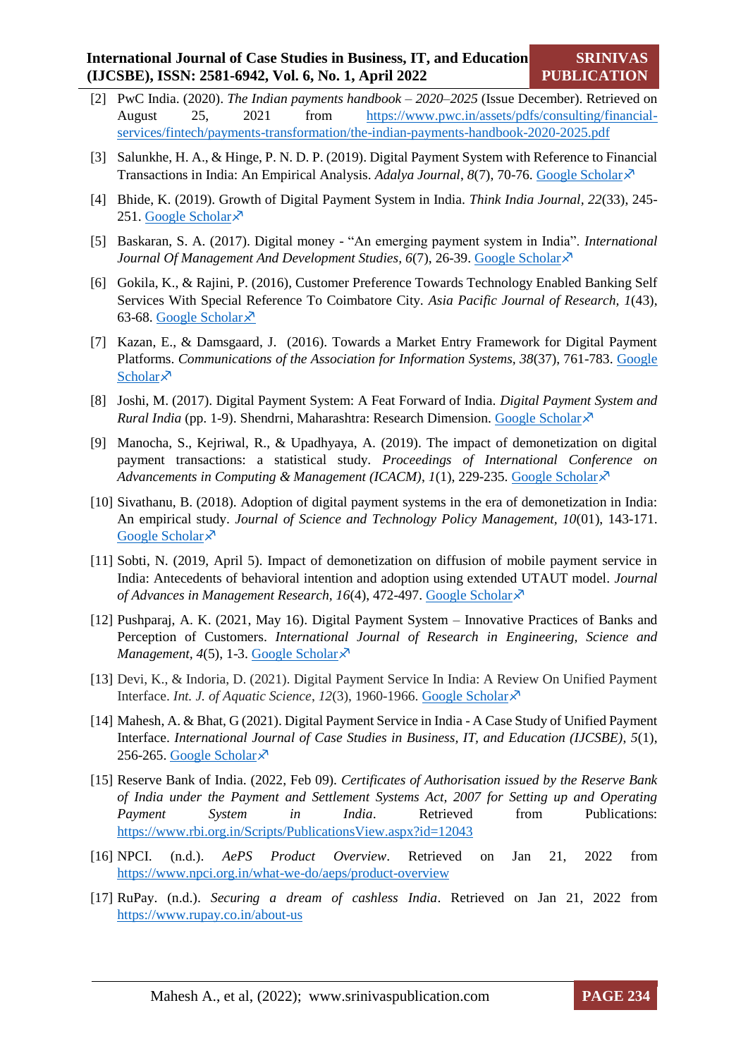[2] PwC India. (2020). *The Indian payments handbook – 2020–2025* (Issue December). Retrieved on August 25, 2021 from https://www.pwc.in/assets/pdfs/consulting/financial-services/fintech/payments-transformation/the-indian-payments-handbook-2020-2025.pdf

[3] Salunkhe, H. A., & Hinge, P. N. D. P. (2019). Digital Payment System with Reference to Financial Transactions in India: An Empirical Analysis. *Adalya Journal*, *8*(7), 70-76. Google Scholar

[4] Bhide, K. (2019). Growth of Digital Payment System in India. *Think India Journal*, *22*(33), 245-251. Google Scholar

[5] Baskaran, S. A. (2017). Digital money - "An emerging payment system in India". *International Journal Of Management And Development Studies*, *6*(7), 26-39. Google Scholar

[6] Gokila, K., & Rajini, P. (2016), Customer Preference Towards Technology Enabled Banking Self Services With Special Reference To Coimbatore City. *Asia Pacific Journal of Research*, *1*(43), 63-68. Google Scholar

[7] Kazan, E., & Damsgaard, J. (2016). Towards a Market Entry Framework for Digital Payment Platforms. *Communications of the Association for Information Systems*, *38*(37), 761-783. Google Scholar

[8] Joshi, M. (2017). Digital Payment System: A Feat Forward of India. *Digital Payment System and Rural India* (pp. 1-9). Shendrni, Maharashtra: Research Dimension. Google Scholar

[9] Manocha, S., Kejriwal, R., & Upadhyaya, A. (2019). The impact of demonetization on digital payment transactions: a statistical study. *Proceedings of International Conference on Advancements in Computing & Management (ICACM)*, *1*(1), 229-235. Google Scholar

[10] Sivathanu, B. (2018). Adoption of digital payment systems in the era of demonetization in India: An empirical study. *Journal of Science and Technology Policy Management*, *10*(01), 143-171. Google Scholar

[11] Sobti, N. (2019, April 5). Impact of demonetization on diffusion of mobile payment service in India: Antecedents of behavioral intention and adoption using extended UTAUT model. *Journal of Advances in Management Research*, *16*(4), 472-497. Google Scholar

[12] Pushparaj, A. K. (2021, May 16). Digital Payment System – Innovative Practices of Banks and Perception of Customers. *International Journal of Research in Engineering, Science and Management*, *4*(5), 1-3. Google Scholar

[13] Devi, K., & Indoria, D. (2021). Digital Payment Service In India: A Review On Unified Payment Interface. *Int. J. of Aquatic Science*, *12*(3), 1960-1966. Google Scholar

[14] Mahesh, A. & Bhat, G (2021). Digital Payment Service in India - A Case Study of Unified Payment Interface. *International Journal of Case Studies in Business, IT, and Education (IJCSBE)*, *5*(1), 256-265. Google Scholar

[15] Reserve Bank of India. (2022, Feb 09). *Certificates of Authorisation issued by the Reserve Bank of India under the Payment and Settlement Systems Act, 2007 for Setting up and Operating Payment System in India*. Retrieved from Publications: https://www.rbi.org.in/Scripts/PublicationsView.aspx?id=12043

[16] NPCI. (n.d.). *AePS Product Overview*. Retrieved on Jan 21, 2022 from https://www.npci.org.in/what-we-do/aeps/product-overview

[17] RuPay. (n.d.). *Securing a dream of cashless India*. Retrieved on Jan 21, 2022 from https://www.rupay.co.in/about-us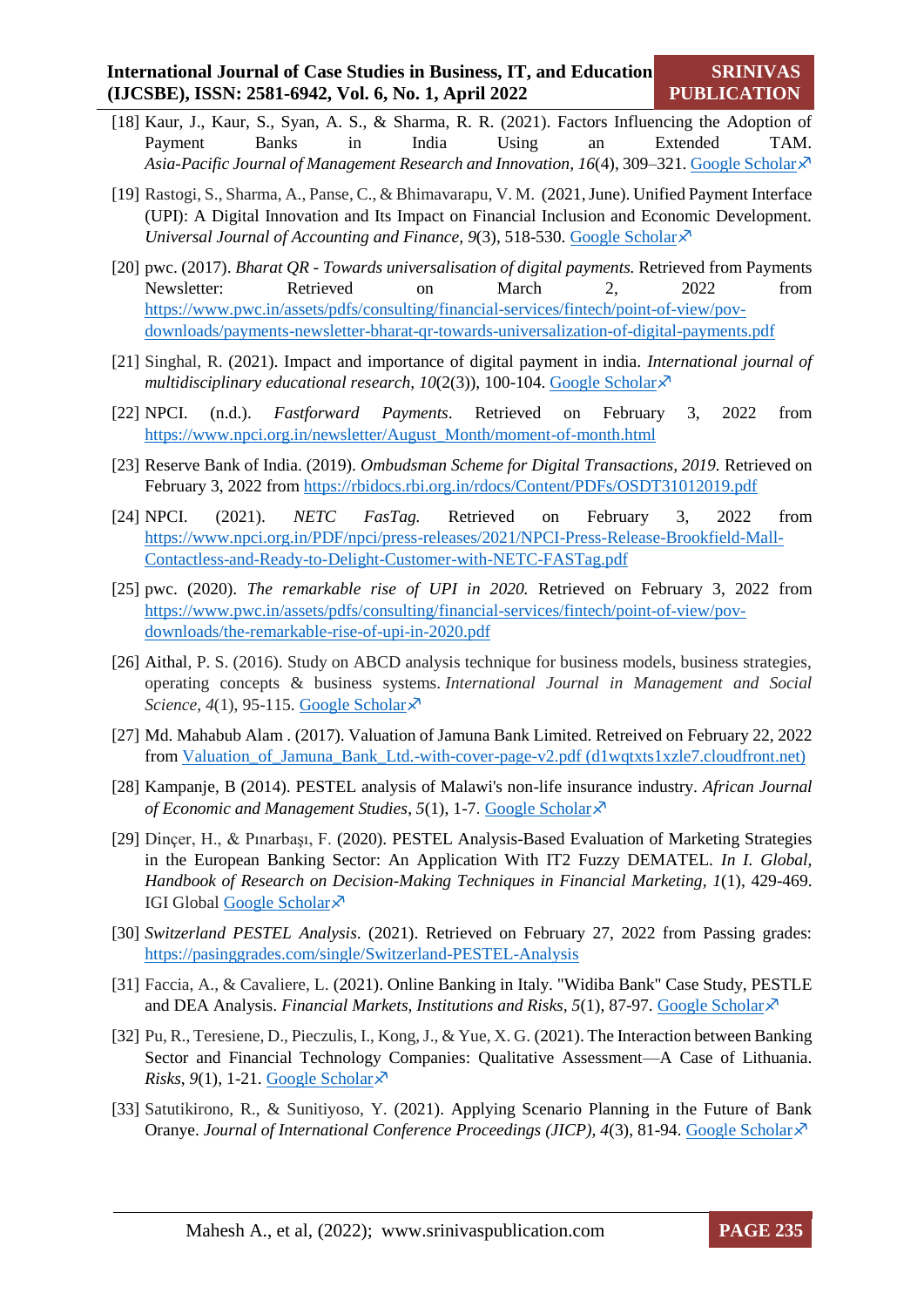[18] Kaur, J., Kaur, S., Syan, A. S., & Sharma, R. R. (2021). Factors Influencing the Adoption of Payment Banks in India Using an Extended TAM. *Asia-Pacific Journal of Management Research and Innovation*, *16*(4), 309–321. Google Scholar↗

[19] Rastogi, S., Sharma, A., Panse, C., & Bhimavarapu, V. M. (2021, June). Unified Payment Interface (UPI): A Digital Innovation and Its Impact on Financial Inclusion and Economic Development. *Universal Journal of Accounting and Finance*, *9*(3), 518-530. Google Scholar↗

[20] pwc. (2017). *Bharat QR - Towards universalisation of digital payments.* Retrieved from Payments Newsletter: Retrieved on March 2, 2022 from https://www.pwc.in/assets/pdfs/consulting/financial-services/fintech/point-of-view/pov-downloads/payments-newsletter-bharat-qr-towards-universalization-of-digital-payments.pdf

[21] Singhal, R. (2021). Impact and importance of digital payment in india. *International journal of multidisciplinary educational research*, *10*(2(3)), 100-104. Google Scholar↗

[22] NPCI. (n.d.). *Fastforward Payments*. Retrieved on February 3, 2022 from https://www.npci.org.in/newsletter/August_Month/moment-of-month.html

[23] Reserve Bank of India. (2019). *Ombudsman Scheme for Digital Transactions, 2019.* Retrieved on February 3, 2022 from https://rbidocs.rbi.org.in/rdocs/Content/PDFs/OSDT31012019.pdf

[24] NPCI. (2021). *NETC FasTag.* Retrieved on February 3, 2022 from https://www.npci.org.in/PDF/npci/press-releases/2021/NPCI-Press-Release-Brookfield-Mall-Contactless-and-Ready-to-Delight-Customer-with-NETC-FASTag.pdf

[25] pwc. (2020). *The remarkable rise of UPI in 2020.* Retrieved on February 3, 2022 from https://www.pwc.in/assets/pdfs/consulting/financial-services/fintech/point-of-view/pov-downloads/the-remarkable-rise-of-upi-in-2020.pdf

[26] Aithal, P. S. (2016). Study on ABCD analysis technique for business models, business strategies, operating concepts & business systems. *International Journal in Management and Social Science*, *4*(1), 95-115. Google Scholar↗

[27] Md. Mahabub Alam . (2017). Valuation of Jamuna Bank Limited. Retreived on February 22, 2022 from Valuation_of_Jamuna_Bank_Ltd.-with-cover-page-v2.pdf (d1wqtxts1xzle7.cloudfront.net)

[28] Kampanje, B (2014). PESTEL analysis of Malawi's non-life insurance industry. *African Journal of Economic and Management Studies*, *5*(1), 1-7. Google Scholar↗

[29] Dinçer, H., & Pınarbaşı, F. (2020). PESTEL Analysis-Based Evaluation of Marketing Strategies in the European Banking Sector: An Application With IT2 Fuzzy DEMATEL. *In I. Global, Handbook of Research on Decision-Making Techniques in Financial Marketing*, *1*(1), 429-469. IGI Global Google Scholar↗

[30] *Switzerland PESTEL Analysis*. (2021). Retrieved on February 27, 2022 from Passing grades: https://pasinggrades.com/single/Switzerland-PESTEL-Analysis

[31] Faccia, A., & Cavaliere, L. (2021). Online Banking in Italy. "Widiba Bank" Case Study, PESTLE and DEA Analysis. *Financial Markets, Institutions and Risks*, *5*(1), 87-97. Google Scholar↗

[32] Pu, R., Teresiene, D., Pieczulis, I., Kong, J., & Yue, X. G. (2021). The Interaction between Banking Sector and Financial Technology Companies: Qualitative Assessment—A Case of Lithuania. *Risks*, *9*(1), 1-21. Google Scholar↗

[33] Satutikirono, R., & Sunitiyoso, Y. (2021). Applying Scenario Planning in the Future of Bank Oranye. *Journal of International Conference Proceedings (JICP)*, *4*(3), 81-94. Google Scholar↗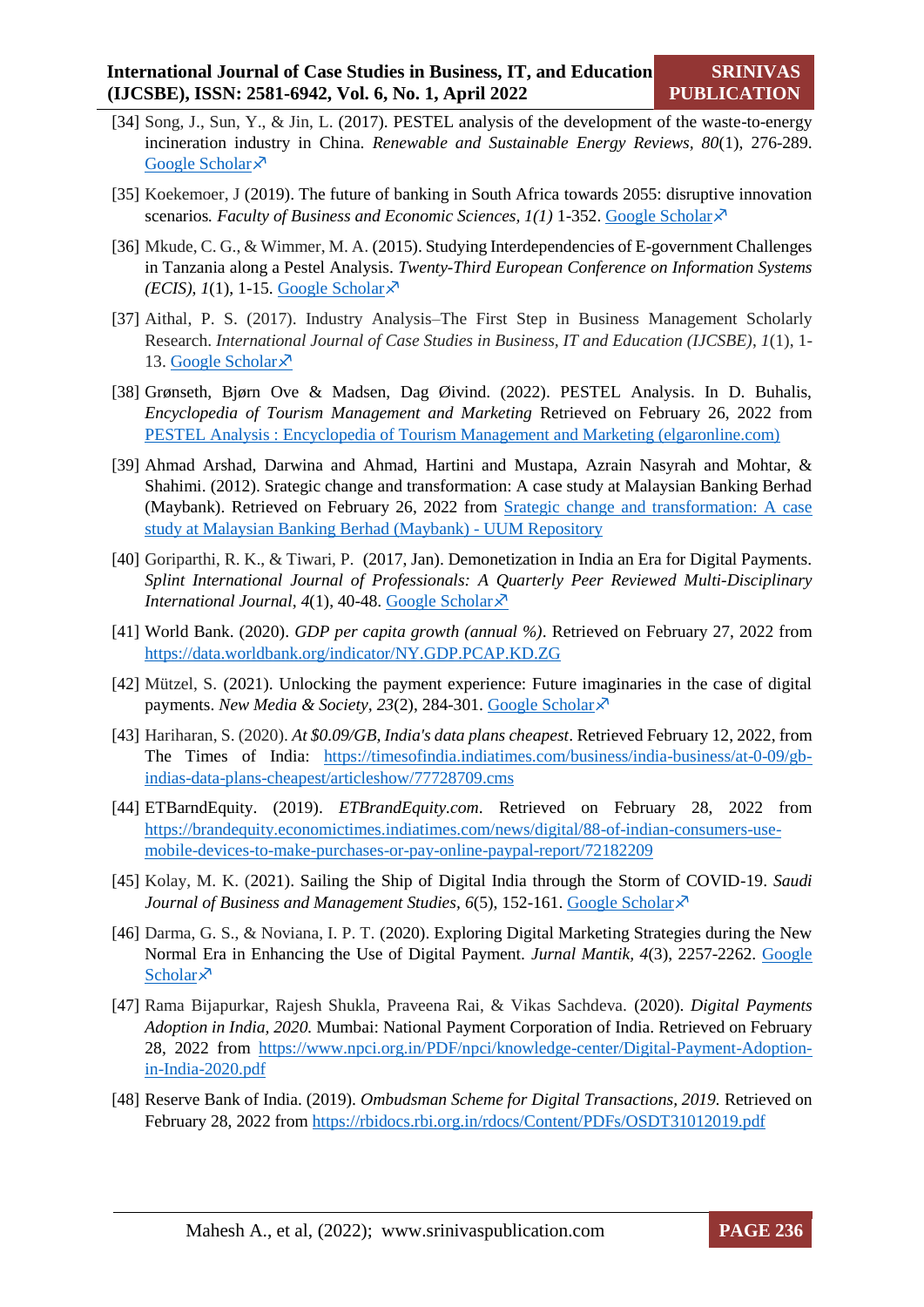[34] Song, J., Sun, Y., & Jin, L. (2017). PESTEL analysis of the development of the waste-to-energy incineration industry in China. *Renewable and Sustainable Energy Reviews*, *80*(1), 276-289. Google Scholar

[35] Koekemoer, J (2019). The future of banking in South Africa towards 2055: disruptive innovation scenarios*. Faculty of Business and Economic Sciences, 1(1)* 1-352. Google Scholar

[36] Mkude, C. G., & Wimmer, M. A. (2015). Studying Interdependencies of E-government Challenges in Tanzania along a Pestel Analysis. *Twenty-Third European Conference on Information Systems (ECIS)*, *1*(1), 1-15. Google Scholar

[37] Aithal, P. S. (2017). Industry Analysis–The First Step in Business Management Scholarly Research. *International Journal of Case Studies in Business, IT and Education (IJCSBE)*, *1*(1), 1-13. Google Scholar

[38] Grønseth, Bjørn Ove & Madsen, Dag Øivind. (2022). PESTEL Analysis. In D. Buhalis, *Encyclopedia of Tourism Management and Marketing* Retrieved on February 26, 2022 from PESTEL Analysis : Encyclopedia of Tourism Management and Marketing (elgaronline.com)

[39] Ahmad Arshad, Darwina and Ahmad, Hartini and Mustapa, Azrain Nasyrah and Mohtar, & Shahimi. (2012). Srategic change and transformation: A case study at Malaysian Banking Berhad (Maybank). Retrieved on February 26, 2022 from Srategic change and transformation: A case study at Malaysian Banking Berhad (Maybank) - UUM Repository

[40] Goriparthi, R. K., & Tiwari, P. (2017, Jan). Demonetization in India an Era for Digital Payments. *Splint International Journal of Professionals: A Quarterly Peer Reviewed Multi-Disciplinary International Journal*, *4*(1), 40-48. Google Scholar

[41] World Bank. (2020). *GDP per capita growth (annual %)*. Retrieved on February 27, 2022 from https://data.worldbank.org/indicator/NY.GDP.PCAP.KD.ZG

[42] Mützel, S. (2021). Unlocking the payment experience: Future imaginaries in the case of digital payments. *New Media & Society*, *23*(2), 284-301. Google Scholar

[43] Hariharan, S. (2020). *At $0.09/GB, India's data plans cheapest*. Retrieved February 12, 2022, from The Times of India: https://timesofindia.indiatimes.com/business/india-business/at-0-09/gb-indias-data-plans-cheapest/articleshow/77728709.cms

[44] ETBarndEquity. (2019). *ETBrandEquity.com*. Retrieved on February 28, 2022 from https://brandequity.economictimes.indiatimes.com/news/digital/88-of-indian-consumers-use-mobile-devices-to-make-purchases-or-pay-online-paypal-report/72182209

[45] Kolay, M. K. (2021). Sailing the Ship of Digital India through the Storm of COVID-19. *Saudi Journal of Business and Management Studies*, *6*(5), 152-161. Google Scholar

[46] Darma, G. S., & Noviana, I. P. T. (2020). Exploring Digital Marketing Strategies during the New Normal Era in Enhancing the Use of Digital Payment. *Jurnal Mantik*, *4*(3), 2257-2262. Google Scholar

[47] Rama Bijapurkar, Rajesh Shukla, Praveena Rai, & Vikas Sachdeva. (2020). *Digital Payments Adoption in India, 2020.* Mumbai: National Payment Corporation of India. Retrieved on February 28, 2022 from https://www.npci.org.in/PDF/npci/knowledge-center/Digital-Payment-Adoption-in-India-2020.pdf

[48] Reserve Bank of India. (2019). *Ombudsman Scheme for Digital Transactions, 2019.* Retrieved on February 28, 2022 from https://rbidocs.rbi.org.in/rdocs/Content/PDFs/OSDT31012019.pdf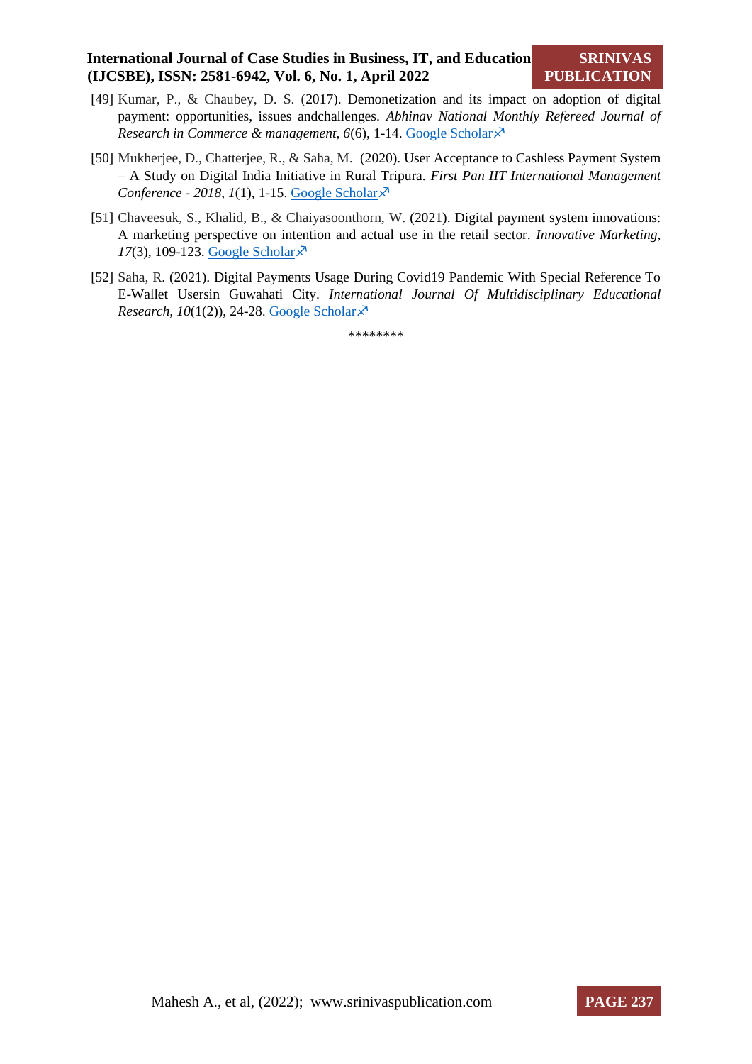[49] Kumar, P., & Chaubey, D. S. (2017). Demonetization and its impact on adoption of digital payment: opportunities, issues andchallenges. *Abhinav National Monthly Refereed Journal of Research in Commerce & management*, *6*(6), 1-14. Google Scholar

[50] Mukherjee, D., Chatterjee, R., & Saha, M. (2020). User Acceptance to Cashless Payment System – A Study on Digital India Initiative in Rural Tripura. *First Pan IIT International Management Conference - 2018*, *1*(1), 1-15. Google Scholar

[51] Chaveesuk, S., Khalid, B., & Chaiyasoonthorn, W. (2021). Digital payment system innovations: A marketing perspective on intention and actual use in the retail sector. *Innovative Marketing*, *17*(3), 109-123. Google Scholar

[52] Saha, R. (2021). Digital Payments Usage During Covid19 Pandemic With Special Reference To E-Wallet Usersin Guwahati City. *International Journal Of Multidisciplinary Educational Research*, *10*(1(2)), 24-28. Google Scholar

********